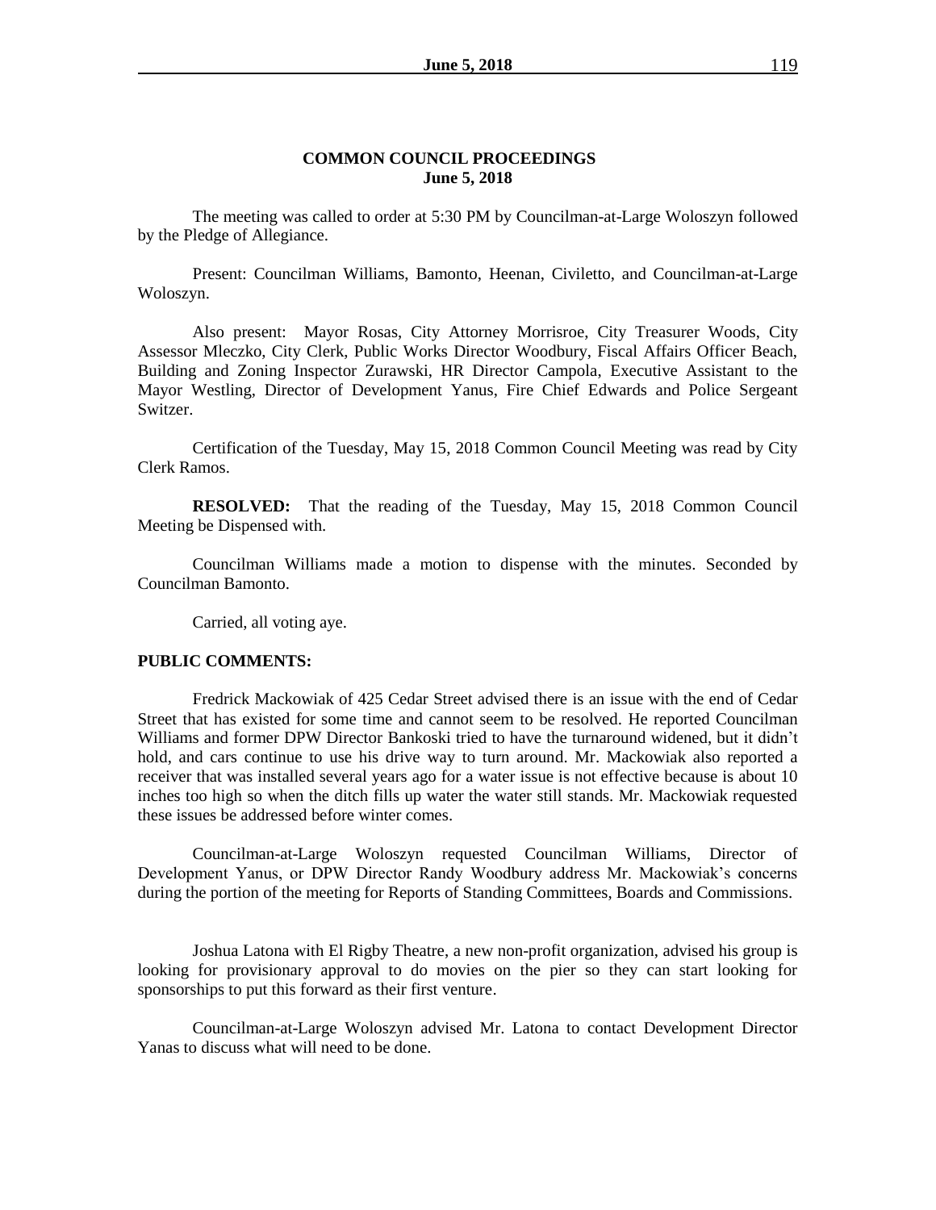## COMMON COUNCIL PROCEEDINGS
**June 5, 2018**

The meeting was called to order at 5:30 PM by Councilman-at-Large Woloszyn followed by the Pledge of Allegiance.

Present: Councilman Williams, Bamonto, Heenan, Civiletto, and Councilman-at-Large Woloszyn.

Also present: Mayor Rosas, City Attorney Morrisroe, City Treasurer Woods, City Assessor Mleczko, City Clerk, Public Works Director Woodbury, Fiscal Affairs Officer Beach, Building and Zoning Inspector Zurawski, HR Director Campola, Executive Assistant to the Mayor Westling, Director of Development Yanus, Fire Chief Edwards and Police Sergeant Switzer.

Certification of the Tuesday, May 15, 2018 Common Council Meeting was read by City Clerk Ramos.

**RESOLVED:** That the reading of the Tuesday, May 15, 2018 Common Council Meeting be Dispensed with.

Councilman Williams made a motion to dispense with the minutes. Seconded by Councilman Bamonto.

Carried, all voting aye.

**PUBLIC COMMENTS:**

Fredrick Mackowiak of 425 Cedar Street advised there is an issue with the end of Cedar Street that has existed for some time and cannot seem to be resolved. He reported Councilman Williams and former DPW Director Bankoski tried to have the turnaround widened, but it didn't hold, and cars continue to use his drive way to turn around. Mr. Mackowiak also reported a receiver that was installed several years ago for a water issue is not effective because is about 10 inches too high so when the ditch fills up water the water still stands. Mr. Mackowiak requested these issues be addressed before winter comes.

Councilman-at-Large Woloszyn requested Councilman Williams, Director of Development Yanus, or DPW Director Randy Woodbury address Mr. Mackowiak's concerns during the portion of the meeting for Reports of Standing Committees, Boards and Commissions.

Joshua Latona with El Rigby Theatre, a new non-profit organization, advised his group is looking for provisionary approval to do movies on the pier so they can start looking for sponsorships to put this forward as their first venture.

Councilman-at-Large Woloszyn advised Mr. Latona to contact Development Director Yanas to discuss what will need to be done.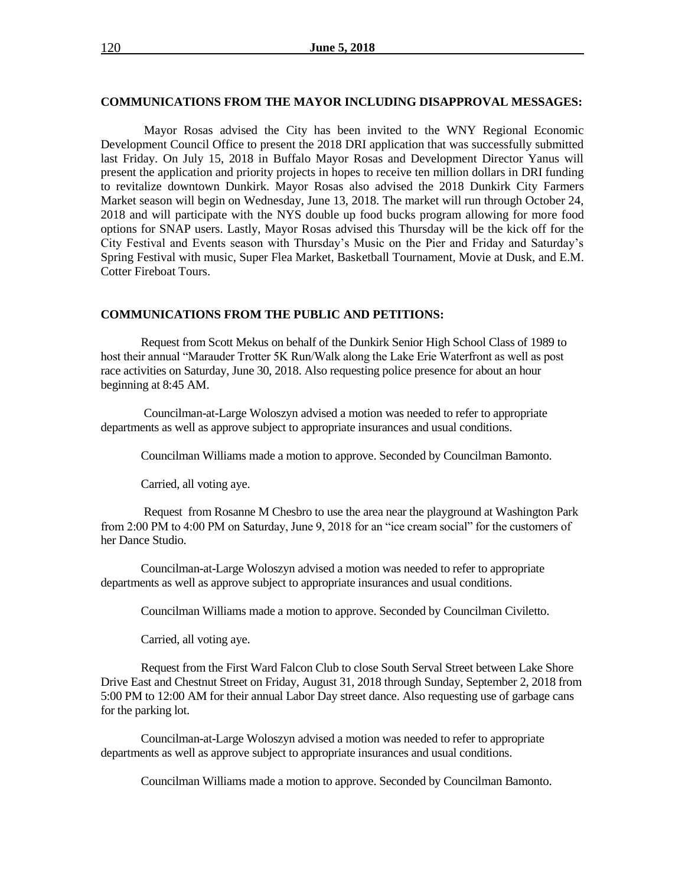**COMMUNICATIONS FROM THE MAYOR INCLUDING DISAPPROVAL MESSAGES:**

Mayor Rosas advised the City has been invited to the WNY Regional Economic Development Council Office to present the 2018 DRI application that was successfully submitted last Friday. On July 15, 2018 in Buffalo Mayor Rosas and Development Director Yanus will present the application and priority projects in hopes to receive ten million dollars in DRI funding to revitalize downtown Dunkirk. Mayor Rosas also advised the 2018 Dunkirk City Farmers Market season will begin on Wednesday, June 13, 2018. The market will run through October 24, 2018 and will participate with the NYS double up food bucks program allowing for more food options for SNAP users. Lastly, Mayor Rosas advised this Thursday will be the kick off for the City Festival and Events season with Thursday's Music on the Pier and Friday and Saturday's Spring Festival with music, Super Flea Market, Basketball Tournament, Movie at Dusk, and E.M. Cotter Fireboat Tours.

**COMMUNICATIONS FROM THE PUBLIC AND PETITIONS:**

Request from Scott Mekus on behalf of the Dunkirk Senior High School Class of 1989 to host their annual "Marauder Trotter 5K Run/Walk along the Lake Erie Waterfront as well as post race activities on Saturday, June 30, 2018. Also requesting police presence for about an hour beginning at 8:45 AM.

Councilman-at-Large Woloszyn advised a motion was needed to refer to appropriate departments as well as approve subject to appropriate insurances and usual conditions.

Councilman Williams made a motion to approve. Seconded by Councilman Bamonto.

Carried, all voting aye.

Request from Rosanne M Chesbro to use the area near the playground at Washington Park from 2:00 PM to 4:00 PM on Saturday, June 9, 2018 for an "ice cream social" for the customers of her Dance Studio.

Councilman-at-Large Woloszyn advised a motion was needed to refer to appropriate departments as well as approve subject to appropriate insurances and usual conditions.

Councilman Williams made a motion to approve. Seconded by Councilman Civiletto.

Carried, all voting aye.

Request from the First Ward Falcon Club to close South Serval Street between Lake Shore Drive East and Chestnut Street on Friday, August 31, 2018 through Sunday, September 2, 2018 from 5:00 PM to 12:00 AM for their annual Labor Day street dance. Also requesting use of garbage cans for the parking lot.

Councilman-at-Large Woloszyn advised a motion was needed to refer to appropriate departments as well as approve subject to appropriate insurances and usual conditions.

Councilman Williams made a motion to approve. Seconded by Councilman Bamonto.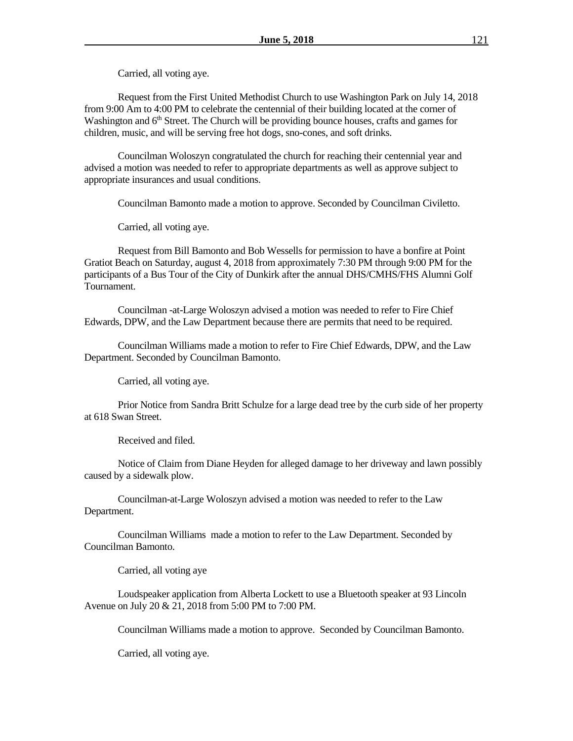Carried, all voting aye.

Request from the First United Methodist Church to use Washington Park on July 14, 2018 from 9:00 Am to 4:00 PM to celebrate the centennial of their building located at the corner of Washington and 6th Street. The Church will be providing bounce houses, crafts and games for children, music, and will be serving free hot dogs, sno-cones, and soft drinks.

Councilman Woloszyn congratulated the church for reaching their centennial year and advised a motion was needed to refer to appropriate departments as well as approve subject to appropriate insurances and usual conditions.

Councilman Bamonto made a motion to approve. Seconded by Councilman Civiletto.

Carried, all voting aye.

Request from Bill Bamonto and Bob Wessells for permission to have a bonfire at Point Gratiot Beach on Saturday, august 4, 2018 from approximately 7:30 PM through 9:00 PM for the participants of a Bus Tour of the City of Dunkirk after the annual DHS/CMHS/FHS Alumni Golf Tournament.

Councilman -at-Large Woloszyn advised a motion was needed to refer to Fire Chief Edwards, DPW, and the Law Department because there are permits that need to be required.

Councilman Williams made a motion to refer to Fire Chief Edwards, DPW, and the Law Department. Seconded by Councilman Bamonto.

Carried, all voting aye.

Prior Notice from Sandra Britt Schulze for a large dead tree by the curb side of her property at 618 Swan Street.

Received and filed.

Notice of Claim from Diane Heyden for alleged damage to her driveway and lawn possibly caused by a sidewalk plow.

Councilman-at-Large Woloszyn advised a motion was needed to refer to the Law Department.

Councilman Williams made a motion to refer to the Law Department. Seconded by Councilman Bamonto.

Carried, all voting aye

Loudspeaker application from Alberta Lockett to use a Bluetooth speaker at 93 Lincoln Avenue on July 20 & 21, 2018 from 5:00 PM to 7:00 PM.

Councilman Williams made a motion to approve. Seconded by Councilman Bamonto.

Carried, all voting aye.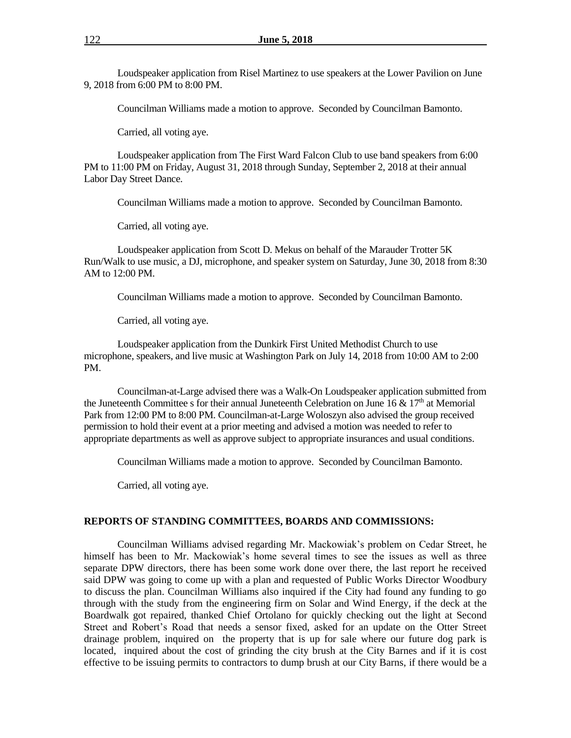Loudspeaker application from Risel Martinez to use speakers at the Lower Pavilion on June 9, 2018 from 6:00 PM to 8:00 PM.

Councilman Williams made a motion to approve. Seconded by Councilman Bamonto.

Carried, all voting aye.

Loudspeaker application from The First Ward Falcon Club to use band speakers from 6:00 PM to 11:00 PM on Friday, August 31, 2018 through Sunday, September 2, 2018 at their annual Labor Day Street Dance.

Councilman Williams made a motion to approve. Seconded by Councilman Bamonto.

Carried, all voting aye.

Loudspeaker application from Scott D. Mekus on behalf of the Marauder Trotter 5K Run/Walk to use music, a DJ, microphone, and speaker system on Saturday, June 30, 2018 from 8:30 AM to 12:00 PM.

Councilman Williams made a motion to approve. Seconded by Councilman Bamonto.

Carried, all voting aye.

Loudspeaker application from the Dunkirk First United Methodist Church to use microphone, speakers, and live music at Washington Park on July 14, 2018 from 10:00 AM to 2:00 PM.

Councilman-at-Large advised there was a Walk-On Loudspeaker application submitted from the Juneteenth Committee s for their annual Juneteenth Celebration on June 16 & 17th at Memorial Park from 12:00 PM to 8:00 PM. Councilman-at-Large Woloszyn also advised the group received permission to hold their event at a prior meeting and advised a motion was needed to refer to appropriate departments as well as approve subject to appropriate insurances and usual conditions.

Councilman Williams made a motion to approve. Seconded by Councilman Bamonto.

Carried, all voting aye.

**REPORTS OF STANDING COMMITTEES, BOARDS AND COMMISSIONS:**

Councilman Williams advised regarding Mr. Mackowiak's problem on Cedar Street, he himself has been to Mr. Mackowiak's home several times to see the issues as well as three separate DPW directors, there has been some work done over there, the last report he received said DPW was going to come up with a plan and requested of Public Works Director Woodbury to discuss the plan. Councilman Williams also inquired if the City had found any funding to go through with the study from the engineering firm on Solar and Wind Energy, if the deck at the Boardwalk got repaired, thanked Chief Ortolano for quickly checking out the light at Second Street and Robert's Road that needs a sensor fixed, asked for an update on the Otter Street drainage problem, inquired on the property that is up for sale where our future dog park is located, inquired about the cost of grinding the city brush at the City Barnes and if it is cost effective to be issuing permits to contractors to dump brush at our City Barns, if there would be a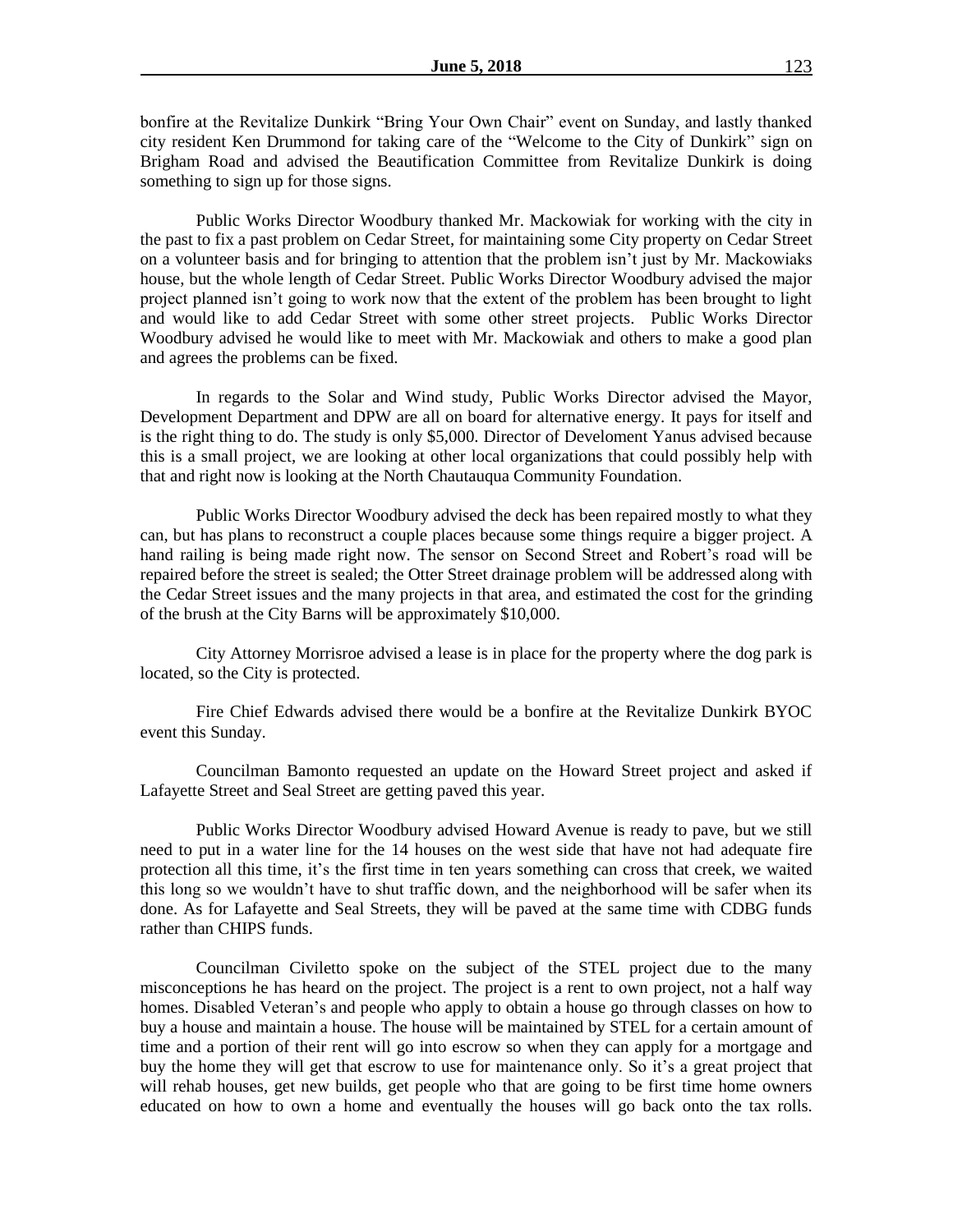bonfire at the Revitalize Dunkirk "Bring Your Own Chair" event on Sunday, and lastly thanked city resident Ken Drummond for taking care of the "Welcome to the City of Dunkirk" sign on Brigham Road and advised the Beautification Committee from Revitalize Dunkirk is doing something to sign up for those signs.

Public Works Director Woodbury thanked Mr. Mackowiak for working with the city in the past to fix a past problem on Cedar Street, for maintaining some City property on Cedar Street on a volunteer basis and for bringing to attention that the problem isn't just by Mr. Mackowiaks house, but the whole length of Cedar Street. Public Works Director Woodbury advised the major project planned isn't going to work now that the extent of the problem has been brought to light and would like to add Cedar Street with some other street projects. Public Works Director Woodbury advised he would like to meet with Mr. Mackowiak and others to make a good plan and agrees the problems can be fixed.

In regards to the Solar and Wind study, Public Works Director advised the Mayor, Development Department and DPW are all on board for alternative energy. It pays for itself and is the right thing to do. The study is only $5,000. Director of Develoment Yanus advised because this is a small project, we are looking at other local organizations that could possibly help with that and right now is looking at the North Chautauqua Community Foundation.

Public Works Director Woodbury advised the deck has been repaired mostly to what they can, but has plans to reconstruct a couple places because some things require a bigger project. A hand railing is being made right now. The sensor on Second Street and Robert's road will be repaired before the street is sealed; the Otter Street drainage problem will be addressed along with the Cedar Street issues and the many projects in that area, and estimated the cost for the grinding of the brush at the City Barns will be approximately $10,000.

City Attorney Morrisroe advised a lease is in place for the property where the dog park is located, so the City is protected.

Fire Chief Edwards advised there would be a bonfire at the Revitalize Dunkirk BYOC event this Sunday.

Councilman Bamonto requested an update on the Howard Street project and asked if Lafayette Street and Seal Street are getting paved this year.

Public Works Director Woodbury advised Howard Avenue is ready to pave, but we still need to put in a water line for the 14 houses on the west side that have not had adequate fire protection all this time, it's the first time in ten years something can cross that creek, we waited this long so we wouldn't have to shut traffic down, and the neighborhood will be safer when its done. As for Lafayette and Seal Streets, they will be paved at the same time with CDBG funds rather than CHIPS funds.

Councilman Civiletto spoke on the subject of the STEL project due to the many misconceptions he has heard on the project. The project is a rent to own project, not a half way homes. Disabled Veteran's and people who apply to obtain a house go through classes on how to buy a house and maintain a house. The house will be maintained by STEL for a certain amount of time and a portion of their rent will go into escrow so when they can apply for a mortgage and buy the home they will get that escrow to use for maintenance only. So it's a great project that will rehab houses, get new builds, get people who that are going to be first time home owners educated on how to own a home and eventually the houses will go back onto the tax rolls.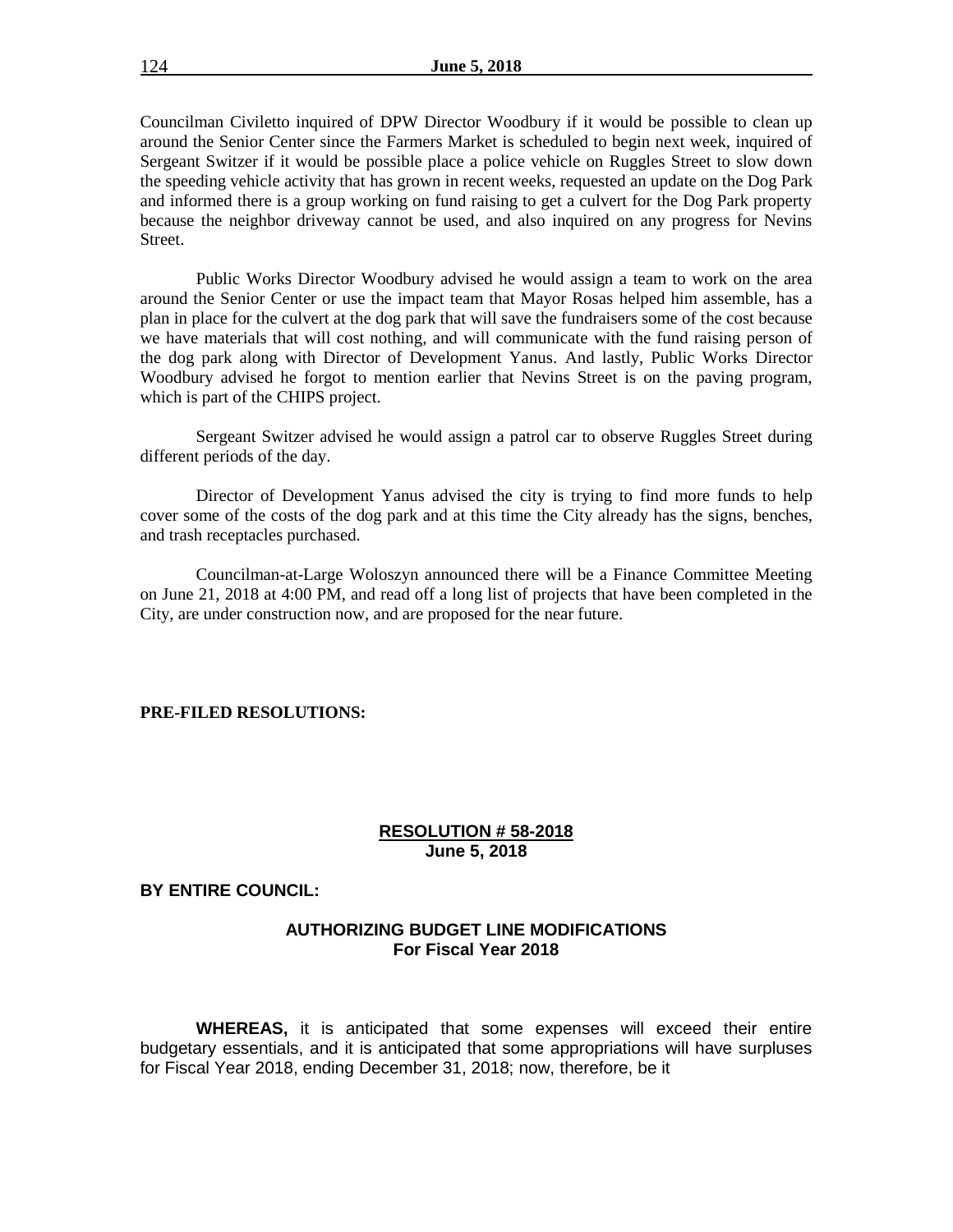Councilman Civiletto inquired of DPW Director Woodbury if it would be possible to clean up around the Senior Center since the Farmers Market is scheduled to begin next week, inquired of Sergeant Switzer if it would be possible place a police vehicle on Ruggles Street to slow down the speeding vehicle activity that has grown in recent weeks, requested an update on the Dog Park and informed there is a group working on fund raising to get a culvert for the Dog Park property because the neighbor driveway cannot be used, and also inquired on any progress for Nevins Street.

Public Works Director Woodbury advised he would assign a team to work on the area around the Senior Center or use the impact team that Mayor Rosas helped him assemble, has a plan in place for the culvert at the dog park that will save the fundraisers some of the cost because we have materials that will cost nothing, and will communicate with the fund raising person of the dog park along with Director of Development Yanus. And lastly, Public Works Director Woodbury advised he forgot to mention earlier that Nevins Street is on the paving program, which is part of the CHIPS project.

Sergeant Switzer advised he would assign a patrol car to observe Ruggles Street during different periods of the day.

Director of Development Yanus advised the city is trying to find more funds to help cover some of the costs of the dog park and at this time the City already has the signs, benches, and trash receptacles purchased.

Councilman-at-Large Woloszyn announced there will be a Finance Committee Meeting on June 21, 2018 at 4:00 PM, and read off a long list of projects that have been completed in the City, are under construction now, and are proposed for the near future.

**PRE-FILED RESOLUTIONS:**

**RESOLUTION # 58-2018**
**June 5, 2018**

**BY ENTIRE COUNCIL:**

**AUTHORIZING BUDGET LINE MODIFICATIONS**
**For Fiscal Year 2018**

**WHEREAS,** it is anticipated that some expenses will exceed their entire budgetary essentials, and it is anticipated that some appropriations will have surpluses for Fiscal Year 2018, ending December 31, 2018; now, therefore, be it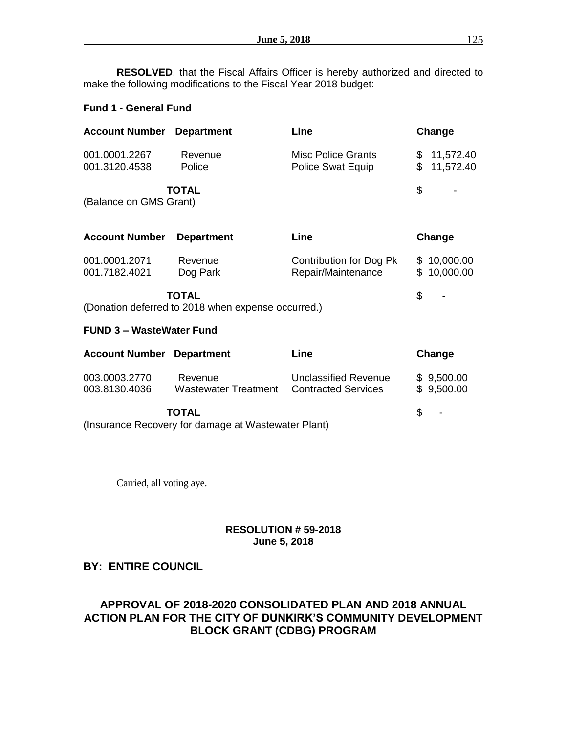**RESOLVED**, that the Fiscal Affairs Officer is hereby authorized and directed to make the following modifications to the Fiscal Year 2018 budget:

**Fund 1 - General Fund**

| Account Number | Department | Line | Change |
|---|---|---|---|
| 001.0001.2267 | Revenue | Misc Police Grants | $ 11,572.40 |
| 001.3120.4538 | Police | Police Swat Equip | $ 11,572.40 |
| | **TOTAL** | | $ - |

(Balance on GMS Grant)

| Account Number | Department | Line | Change |
|---|---|---|---|
| 001.0001.2071 | Revenue | Contribution for Dog Pk | $ 10,000.00 |
| 001.7182.4021 | Dog Park | Repair/Maintenance | $ 10,000.00 |
| | **TOTAL** | | $ - |

(Donation deferred to 2018 when expense occurred.)

**FUND 3 – WasteWater Fund**

| Account Number | Department | Line | Change |
|---|---|---|---|
| 003.0003.2770 | Revenue | Unclassified Revenue | $ 9,500.00 |
| 003.8130.4036 | Wastewater Treatment | Contracted Services | $ 9,500.00 |
| | **TOTAL** | | $ - |

(Insurance Recovery for damage at Wastewater Plant)

Carried, all voting aye.

**RESOLUTION # 59-2018**
**June 5, 2018**

**BY: ENTIRE COUNCIL**

**APPROVAL OF 2018-2020 CONSOLIDATED PLAN AND 2018 ANNUAL ACTION PLAN FOR THE CITY OF DUNKIRK'S COMMUNITY DEVELOPMENT BLOCK GRANT (CDBG) PROGRAM**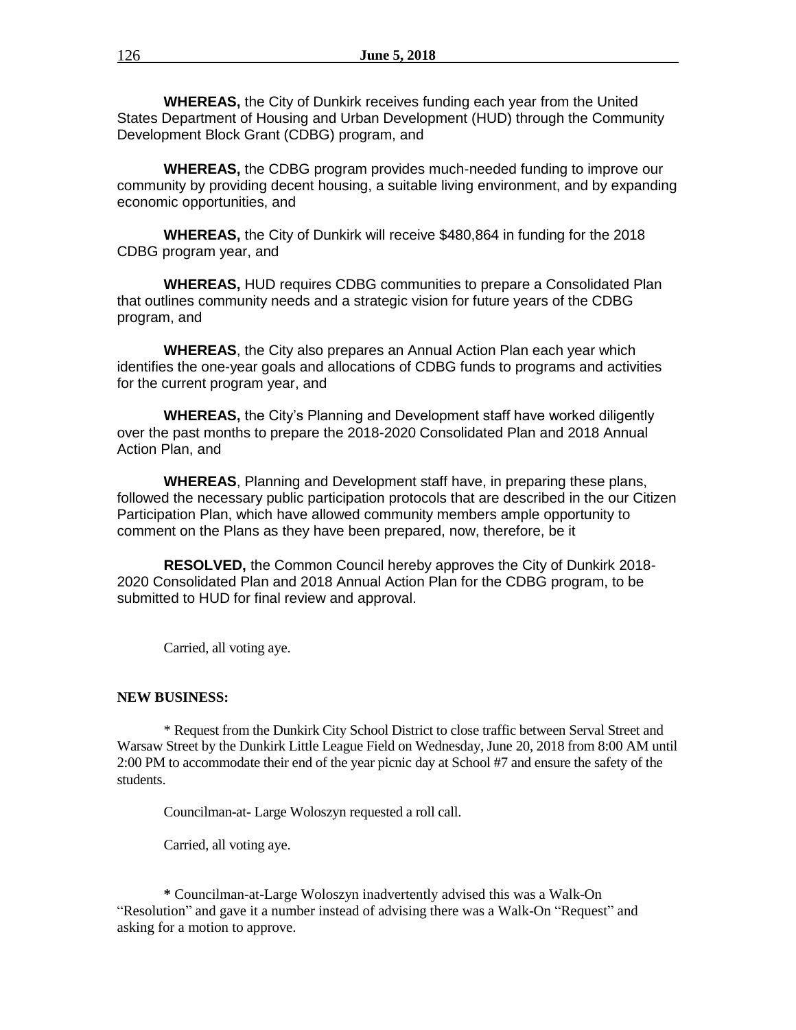**WHEREAS,** the City of Dunkirk receives funding each year from the United States Department of Housing and Urban Development (HUD) through the Community Development Block Grant (CDBG) program, and

**WHEREAS,** the CDBG program provides much-needed funding to improve our community by providing decent housing, a suitable living environment, and by expanding economic opportunities, and

**WHEREAS,** the City of Dunkirk will receive $480,864 in funding for the 2018 CDBG program year, and

**WHEREAS,** HUD requires CDBG communities to prepare a Consolidated Plan that outlines community needs and a strategic vision for future years of the CDBG program, and

**WHEREAS**, the City also prepares an Annual Action Plan each year which identifies the one-year goals and allocations of CDBG funds to programs and activities for the current program year, and

**WHEREAS,** the City's Planning and Development staff have worked diligently over the past months to prepare the 2018-2020 Consolidated Plan and 2018 Annual Action Plan, and

**WHEREAS**, Planning and Development staff have, in preparing these plans, followed the necessary public participation protocols that are described in the our Citizen Participation Plan, which have allowed community members ample opportunity to comment on the Plans as they have been prepared, now, therefore, be it

**RESOLVED,** the Common Council hereby approves the City of Dunkirk 2018-2020 Consolidated Plan and 2018 Annual Action Plan for the CDBG program, to be submitted to HUD for final review and approval.

Carried, all voting aye.

**NEW BUSINESS:**

* Request from the Dunkirk City School District to close traffic between Serval Street and Warsaw Street by the Dunkirk Little League Field on Wednesday, June 20, 2018 from 8:00 AM until 2:00 PM to accommodate their end of the year picnic day at School #7 and ensure the safety of the students.

Councilman-at- Large Woloszyn requested a roll call.

Carried, all voting aye.

**\*** Councilman-at-Large Woloszyn inadvertently advised this was a Walk-On "Resolution" and gave it a number instead of advising there was a Walk-On "Request" and asking for a motion to approve.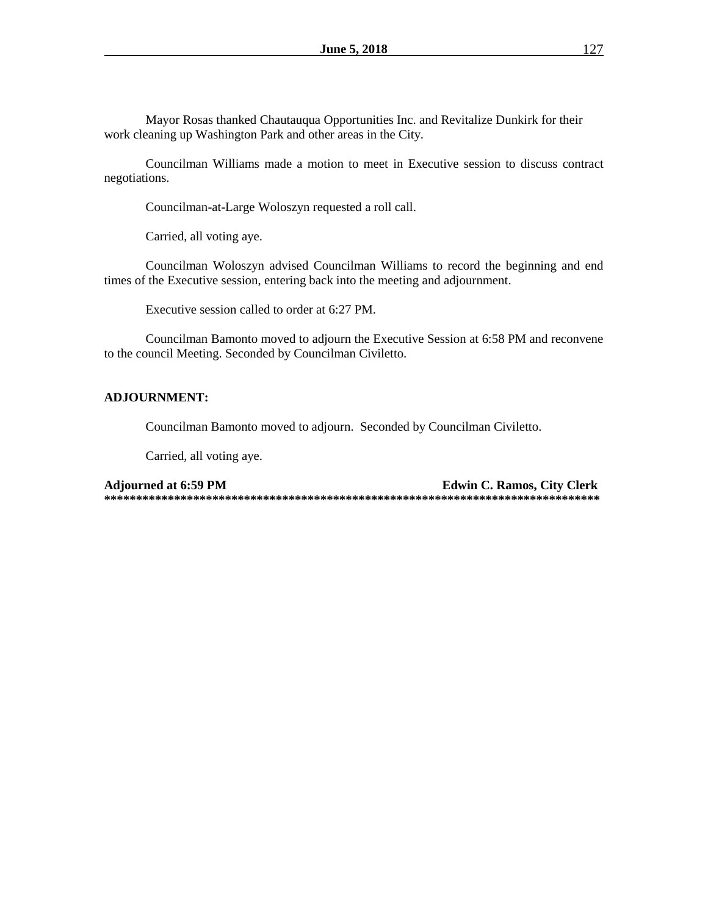Mayor Rosas thanked Chautauqua Opportunities Inc. and Revitalize Dunkirk for their work cleaning up Washington Park and other areas in the City.

Councilman Williams made a motion to meet in Executive session to discuss contract negotiations.

Councilman-at-Large Woloszyn requested a roll call.

Carried, all voting aye.

Councilman Woloszyn advised Councilman Williams to record the beginning and end times of the Executive session, entering back into the meeting and adjournment.

Executive session called to order at 6:27 PM.

Councilman Bamonto moved to adjourn the Executive Session at 6:58 PM and reconvene to the council Meeting. Seconded by Councilman Civiletto.

**ADJOURNMENT:**

Councilman Bamonto moved to adjourn. Seconded by Councilman Civiletto.

Carried, all voting aye.

**Adjourned at 6:59 PM** **Edwin C. Ramos, City Clerk**

**\*\*\*\*\*\*\*\*\*\*\*\*\*\*\*\*\*\*\*\*\*\*\*\*\*\*\*\*\*\*\*\*\*\*\*\*\*\*\*\*\*\*\*\*\*\*\*\*\*\*\*\*\*\*\*\*\*\*\*\*\*\*\*\*\*\*\*\*\*\*\*\*\*\*\*\*\*\***